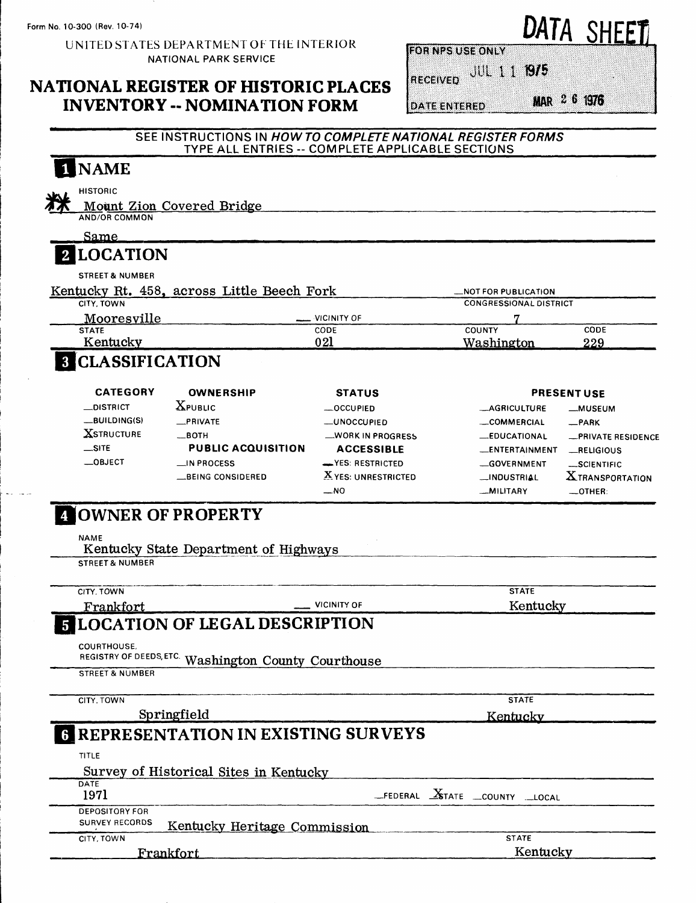Form No. 10-300 (Rev. 10-74)

UNITED STATES DEPARTMENT OF THE INTERIOR
NATIONAL PARK SERVICE

# NATIONAL REGISTER OF HISTORIC PLACES INVENTORY -- NOMINATION FORM

**DATA SHEET**

FOR NPS USE ONLY
RECEIVED JUL 11 1975
DATE ENTERED MAR 26 1976

SEE INSTRUCTIONS IN *HOW TO COMPLETE NATIONAL REGISTER FORMS*
TYPE ALL ENTRIES -- COMPLETE APPLICABLE SECTIONS

## 1 NAME

HISTORIC
Mount Zion Covered Bridge

AND/OR COMMON
Same

## 2 LOCATION

STREET & NUMBER
Kentucky Rt. 458, across Little Beech Fork

__NOT FOR PUBLICATION

CITY, TOWN
Mooresville

__ VICINITY OF

CONGRESSIONAL DISTRICT
7

| STATE | CODE | COUNTY | CODE |
|---|---|---|---|
| Kentucky | 021 | Washington | 229 |

## 3 CLASSIFICATION

| CATEGORY | OWNERSHIP | STATUS | PRESENT USE | |
|---|---|---|---|---|
| __DISTRICT | X PUBLIC | __OCCUPIED | __AGRICULTURE | __MUSEUM |
| __BUILDING(S) | __PRIVATE | __UNOCCUPIED | __COMMERCIAL | __PARK |
| X STRUCTURE | __BOTH | __WORK IN PROGRESS | __EDUCATIONAL | __PRIVATE RESIDENCE |
| __SITE | **PUBLIC ACQUISITION** | **ACCESSIBLE** | __ENTERTAINMENT | __RELIGIOUS |
| __OBJECT | __IN PROCESS | __YES: RESTRICTED | __GOVERNMENT | __SCIENTIFIC |
| | __BEING CONSIDERED | X YES: UNRESTRICTED | __INDUSTRIAL | X TRANSPORTATION |
| | | __NO | __MILITARY | __OTHER: |

## 4 OWNER OF PROPERTY

NAME
Kentucky State Department of Highways

STREET & NUMBER

CITY, TOWN
Frankfort

__ VICINITY OF

STATE
Kentucky

## 5 LOCATION OF LEGAL DESCRIPTION

COURTHOUSE,
REGISTRY OF DEEDS, ETC. Washington County Courthouse

STREET & NUMBER

CITY, TOWN
Springfield

STATE
Kentucky

## 6 REPRESENTATION IN EXISTING SURVEYS

TITLE
Survey of Historical Sites in Kentucky

DATE
1971

__FEDERAL X STATE __COUNTY __LOCAL

DEPOSITORY FOR SURVEY RECORDS
Kentucky Heritage Commission

CITY, TOWN
Frankfort

STATE
Kentucky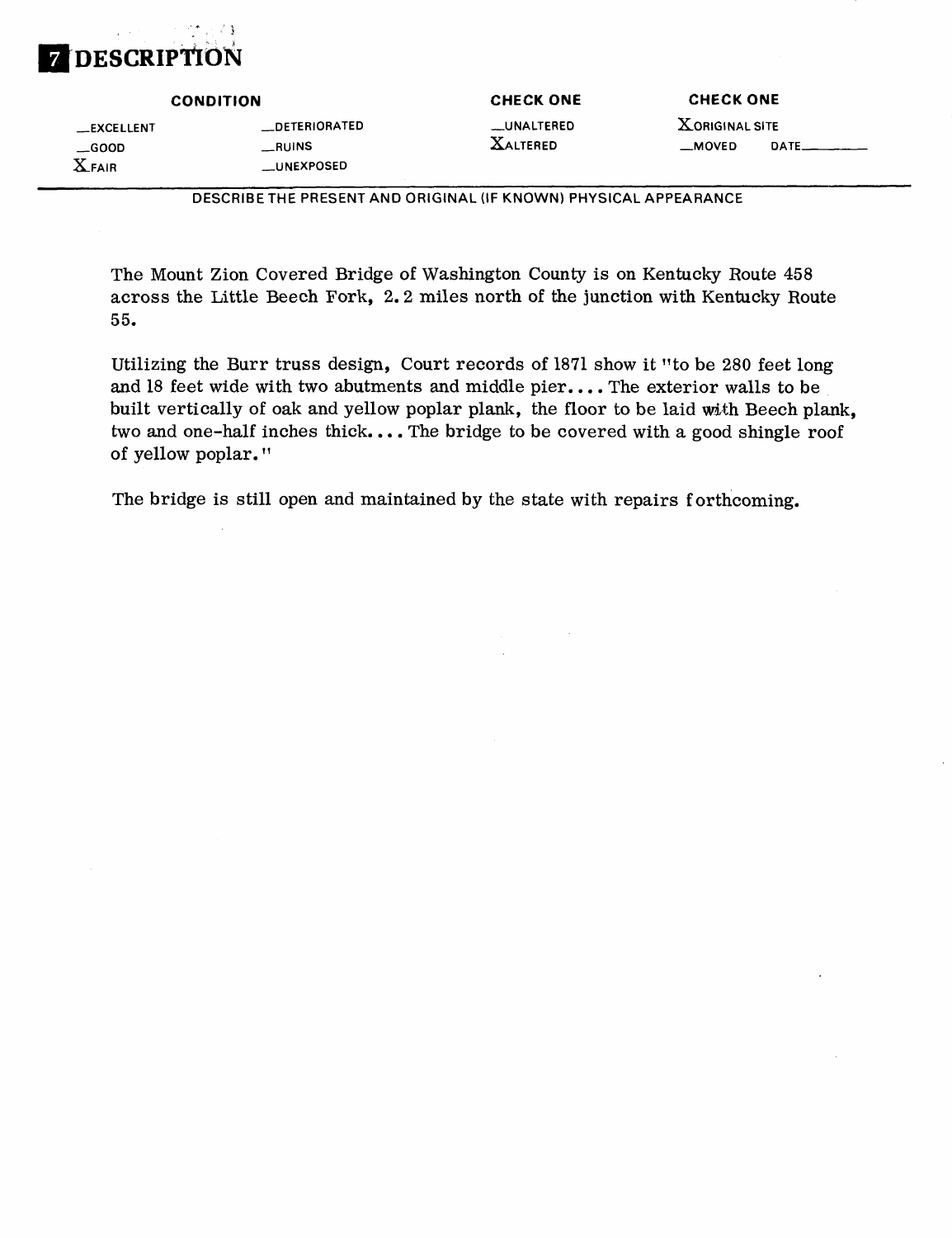# 7 DESCRIPTION

| CONDITION | | CHECK ONE | CHECK ONE |
|---|---|---|---|
| __EXCELLENT | __DETERIORATED | __UNALTERED | X ORIGINAL SITE |
| __GOOD | __RUINS | X ALTERED | __MOVED DATE______ |
| X FAIR | __UNEXPOSED | | |

DESCRIBE THE PRESENT AND ORIGINAL (IF KNOWN) PHYSICAL APPEARANCE

The Mount Zion Covered Bridge of Washington County is on Kentucky Route 458 across the Little Beech Fork, 2.2 miles north of the junction with Kentucky Route 55.

Utilizing the Burr truss design, Court records of 1871 show it "to be 280 feet long and 18 feet wide with two abutments and middle pier.... The exterior walls to be built vertically of oak and yellow poplar plank, the floor to be laid with Beech plank, two and one-half inches thick.... The bridge to be covered with a good shingle roof of yellow poplar."

The bridge is still open and maintained by the state with repairs forthcoming.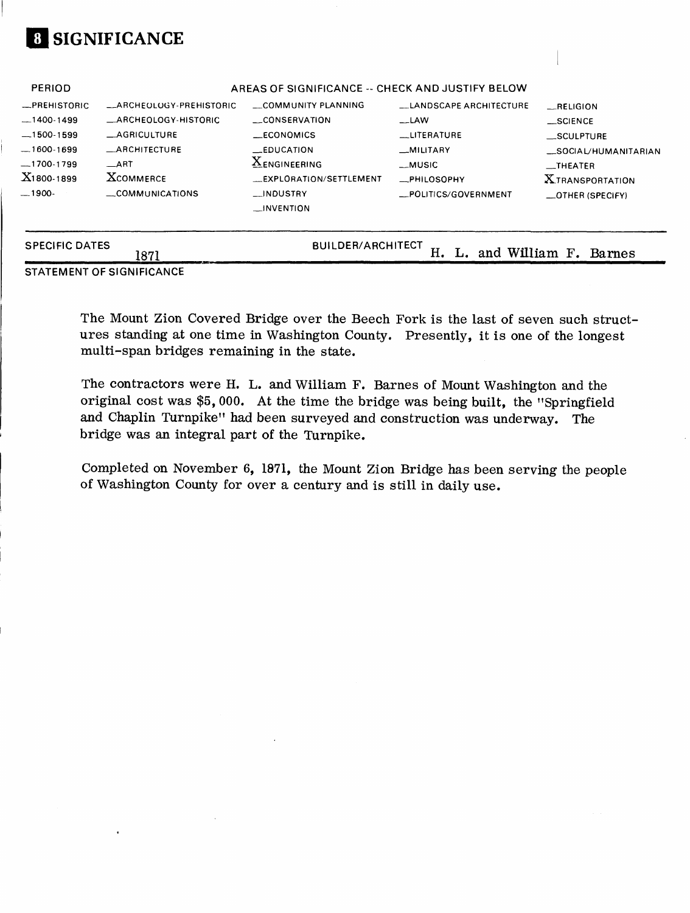# 8 SIGNIFICANCE

| PERIOD | AREAS OF SIGNIFICANCE -- CHECK AND JUSTIFY BELOW | | | |
|---|---|---|---|---|
| __PREHISTORIC | __ARCHEOLOGY-PREHISTORIC | __COMMUNITY PLANNING | __LANDSCAPE ARCHITECTURE | __RELIGION |
| __1400-1499 | __ARCHEOLOGY-HISTORIC | __CONSERVATION | __LAW | __SCIENCE |
| __1500-1599 | __AGRICULTURE | __ECONOMICS | __LITERATURE | __SCULPTURE |
| __1600-1699 | __ARCHITECTURE | __EDUCATION | __MILITARY | __SOCIAL/HUMANITARIAN |
| __1700-1799 | __ART | X ENGINEERING | __MUSIC | __THEATER |
| X 1800-1899 | X COMMERCE | __EXPLORATION/SETTLEMENT | __PHILOSOPHY | X TRANSPORTATION |
| __1900- | __COMMUNICATIONS | __INDUSTRY | __POLITICS/GOVERNMENT | __OTHER (SPECIFY) |
| | | __INVENTION | | |

SPECIFIC DATES 1871 BUILDER/ARCHITECT H. L. and William F. Barnes

STATEMENT OF SIGNIFICANCE

The Mount Zion Covered Bridge over the Beech Fork is the last of seven such structures standing at one time in Washington County. Presently, it is one of the longest multi-span bridges remaining in the state.

The contractors were H. L. and William F. Barnes of Mount Washington and the original cost was $5,000. At the time the bridge was being built, the "Springfield and Chaplin Turnpike" had been surveyed and construction was underway. The bridge was an integral part of the Turnpike.

Completed on November 6, 1871, the Mount Zion Bridge has been serving the people of Washington County for over a century and is still in daily use.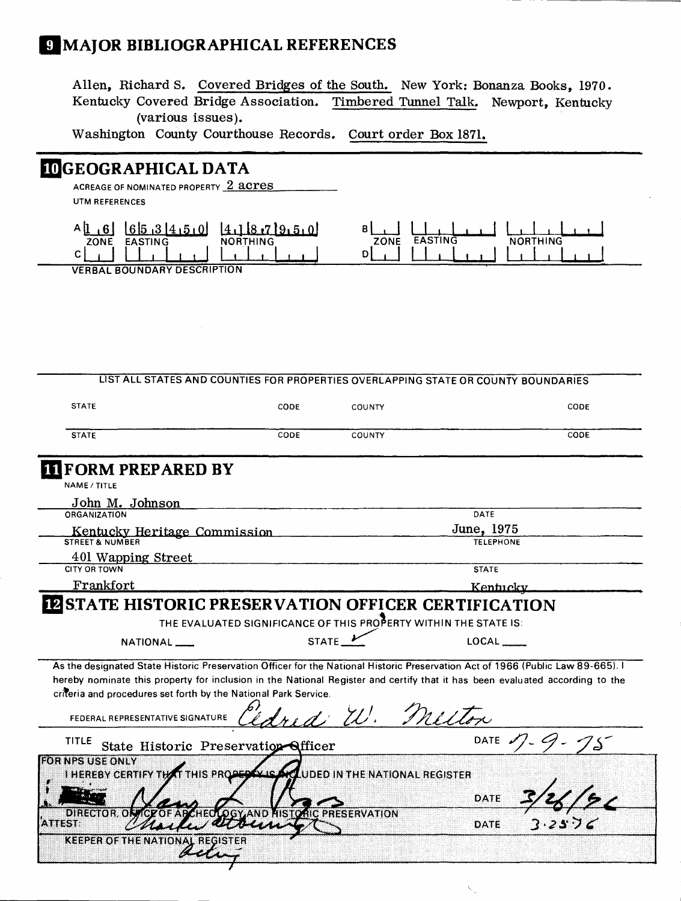## 9 MAJOR BIBLIOGRAPHICAL REFERENCES

Allen, Richard S. Covered Bridges of the South. New York: Bonanza Books, 1970.
Kentucky Covered Bridge Association. Timbered Tunnel Talk. Newport, Kentucky (various issues).
Washington County Courthouse Records. Court order Box 1871.

## 10 GEOGRAPHICAL DATA

ACREAGE OF NOMINATED PROPERTY 2 acres

UTM REFERENCES

| | ZONE | EASTING | NORTHING | | ZONE | EASTING | NORTHING |
|---|---|---|---|---|---|---|---|
| A | 1 6 | 6 5 3 4 5 0 | 4 1 8 7 9 5 0 | B | | | |
| C | | | | D | | | |

VERBAL BOUNDARY DESCRIPTION

LIST ALL STATES AND COUNTIES FOR PROPERTIES OVERLAPPING STATE OR COUNTY BOUNDARIES

| STATE | CODE | COUNTY | CODE |
|---|---|---|---|
| STATE | CODE | COUNTY | CODE |

## 11 FORM PREPARED BY

NAME / TITLE
John M. Johnson

ORGANIZATION
Kentucky Heritage Commission

DATE
June, 1975

STREET & NUMBER
401 Wapping Street

TELEPHONE

CITY OR TOWN
Frankfort

STATE
Kentucky

## 12 STATE HISTORIC PRESERVATION OFFICER CERTIFICATION

THE EVALUATED SIGNIFICANCE OF THIS PROPERTY WITHIN THE STATE IS:

NATIONAL ___ STATE ✓ LOCAL ___

As the designated State Historic Preservation Officer for the National Historic Preservation Act of 1966 (Public Law 89-665), I hereby nominate this property for inclusion in the National Register and certify that it has been evaluated according to the criteria and procedures set forth by the National Park Service.

FEDERAL REPRESENTATIVE SIGNATURE Eldred W. Melton

TITLE State Historic Preservation Officer DATE 7-9-75

FOR NPS USE ONLY
I HEREBY CERTIFY THAT THIS PROPERTY IS INCLUDED IN THE NATIONAL REGISTER

DATE 3/26/76

DIRECTOR, OFFICE OF ARCHEOLOGY AND HISTORIC PRESERVATION

ATTEST: DATE 3.25.76

KEEPER OF THE NATIONAL REGISTER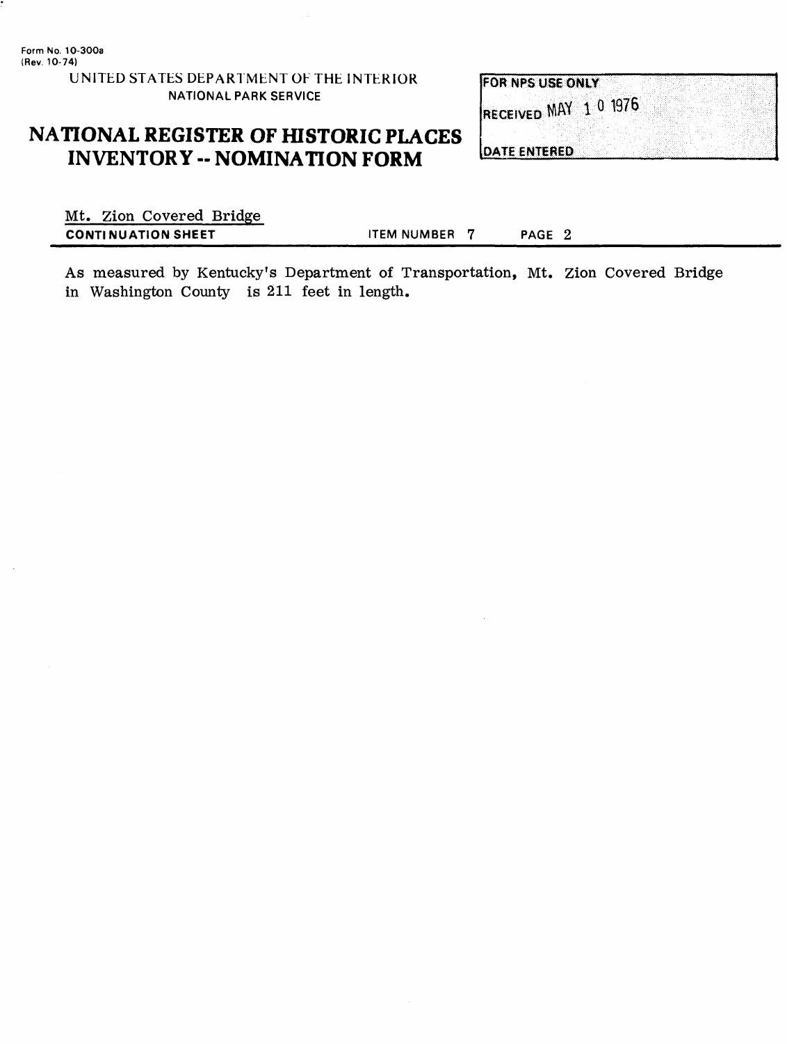Form No. 10-300a
(Rev. 10-74)

UNITED STATES DEPARTMENT OF THE INTERIOR
NATIONAL PARK SERVICE

# NATIONAL REGISTER OF HISTORIC PLACES INVENTORY -- NOMINATION FORM

| FOR NPS USE ONLY |
| --- |
| RECEIVED MAY 10 1976 |
| DATE ENTERED |

Mt. Zion Covered Bridge

**CONTINUATION SHEET** ITEM NUMBER 7 PAGE 2

As measured by Kentucky's Department of Transportation, Mt. Zion Covered Bridge in Washington County is 211 feet in length.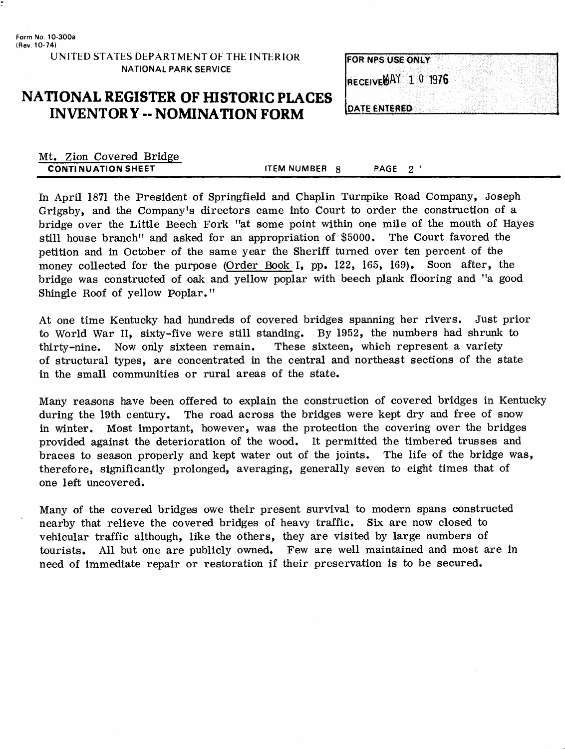Form No. 10-300a
(Rev. 10-74)

UNITED STATES DEPARTMENT OF THE INTERIOR
NATIONAL PARK SERVICE

# NATIONAL REGISTER OF HISTORIC PLACES INVENTORY -- NOMINATION FORM

| FOR NPS USE ONLY |
|---|
| RECEIVED MAY 1 0 1976 |
| DATE ENTERED |

Mt. Zion Covered Bridge

**CONTINUATION SHEET** ITEM NUMBER 8 PAGE 2

In April 1871 the President of Springfield and Chaplin Turnpike Road Company, Joseph Grigsby, and the Company's directors came into Court to order the construction of a bridge over the Little Beech Fork "at some point within one mile of the mouth of Hayes still house branch" and asked for an appropriation of $5000. The Court favored the petition and in October of the same year the Sheriff turned over ten percent of the money collected for the purpose (Order Book I, pp. 122, 165, 169). Soon after, the bridge was constructed of oak and yellow poplar with beech plank flooring and "a good Shingle Roof of yellow Poplar."

At one time Kentucky had hundreds of covered bridges spanning her rivers. Just prior to World War II, sixty-five were still standing. By 1952, the numbers had shrunk to thirty-nine. Now only sixteen remain. These sixteen, which represent a variety of structural types, are concentrated in the central and northeast sections of the state in the small communities or rural areas of the state.

Many reasons have been offered to explain the construction of covered bridges in Kentucky during the 19th century. The road across the bridges were kept dry and free of snow in winter. Most important, however, was the protection the covering over the bridges provided against the deterioration of the wood. It permitted the timbered trusses and braces to season properly and kept water out of the joints. The life of the bridge was, therefore, significantly prolonged, averaging, generally seven to eight times that of one left uncovered.

Many of the covered bridges owe their present survival to modern spans constructed nearby that relieve the covered bridges of heavy traffic. Six are now closed to vehicular traffic although, like the others, they are visited by large numbers of tourists. All but one are publicly owned. Few are well maintained and most are in need of immediate repair or restoration if their preservation is to be secured.